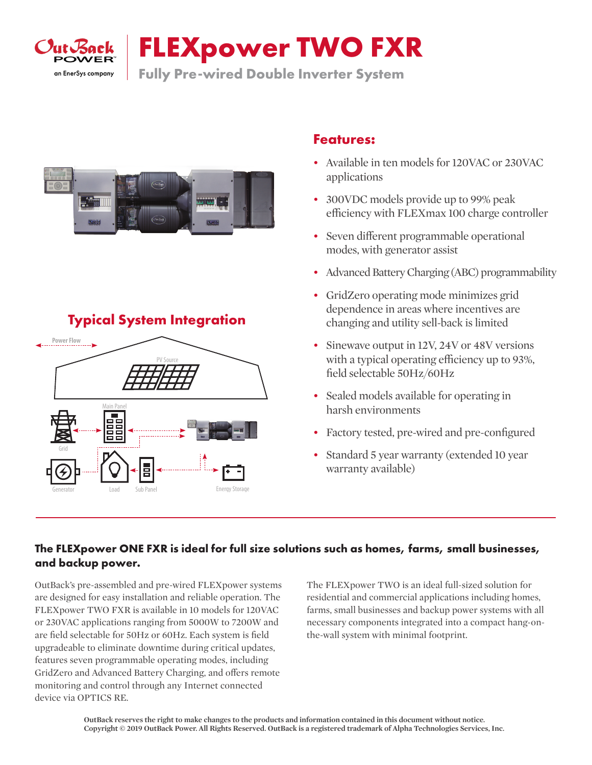# FLEXpower TWO FXR

## Fully Pre-wired Double Inverter System

## Features:

- Available in ten models for 120VAC or 230VAC applications
- 300VDC models provide up to 99% peak efficiency with FLEXmax 100 charge controller
- Seven different programmable operational modes, with generator assist
- Advanced Battery Charging (ABC) programmability
- GridZero operating mode minimizes grid dependence in areas where incentives are changing and utility sell-back is limited
- Sinewave output in 12V, 24V or 48V versions with a typical operating efficiency up to 93%, field selectable 50Hz/60Hz
- Sealed models available for operating in harsh environments
- Factory tested, pre-wired and pre-configured
- Standard 5 year warranty (extended 10 year warranty available)

## Typical System Integration

Power Flow

PV Source

Main Panel

Grid

Generator

Load

Sub Panel

Energy Storage

**The FLEXpower ONE FXR is ideal for full size solutions such as homes, farms, small businesses, and backup power.**

OutBack's pre-assembled and pre-wired FLEXpower systems are designed for easy installation and reliable operation. The FLEXpower TWO FXR is available in 10 models for 120VAC or 230VAC applications ranging from 5000W to 7200W and are field selectable for 50Hz or 60Hz. Each system is field upgradeable to eliminate downtime during critical updates, features seven programmable operating modes, including GridZero and Advanced Battery Charging, and offers remote monitoring and control through any Internet connected device via OPTICS RE.

The FLEXpower TWO is an ideal full-sized solution for residential and commercial applications including homes, farms, small businesses and backup power systems with all necessary components integrated into a compact hang-on-the-wall system with minimal footprint.

**OutBack reserves the right to make changes to the products and information contained in this document without notice. Copyright © 2019 OutBack Power. All Rights Reserved. OutBack is a registered trademark of Alpha Technologies Services, Inc.**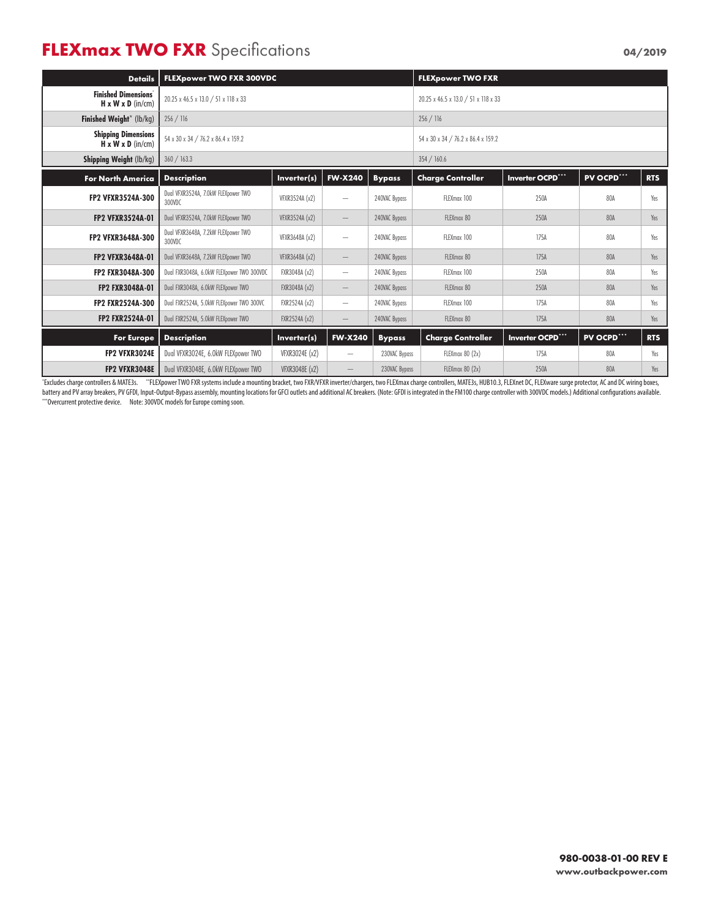# **FLEXmax TWO FXR** Specifications

04/2019

| Details | FLEXpower TWO FXR 300VDC | FLEXpower TWO FXR |
|---|---|---|
| Finished Dimensions* H x W x D (in/cm) | 20.25 x 46.5 x 13.0 / 51 x 118 x 33 | 20.25 x 46.5 x 13.0 / 51 x 118 x 33 |
| Finished Weight* (lb/kg) | 256 / 116 | 256 / 116 |
| Shipping Dimensions H x W x D (in/cm) | 54 x 30 x 34 / 76.2 x 86.4 x 159.2 | 54 x 30 x 34 / 76.2 x 86.4 x 159.2 |
| Shipping Weight (lb/kg) | 360 / 163.3 | 354 / 160.6 |

| For North America | Description | Inverter(s) | FW-X240 | Bypass | Charge Controller | Inverter OCPD*** | PV OCPD*** | RTS |
|---|---|---|---|---|---|---|---|---|
| FP2 VFXR3524A-300 | Dual VFXR3524A, 7.0kW FLEXpower TWO 300VDC | VFXR3524A (x2) | — | 240VAC Bypass | FLEXmax 100 | 250A | 80A | Yes |
| FP2 VFXR3524A-01 | Dual VFXR3524A, 7.0kW FLEXpower TWO | VFXR3524A (x2) | — | 240VAC Bypass | FLEXmax 80 | 250A | 80A | Yes |
| FP2 VFXR3648A-300 | Dual VFXR3648A, 7.2kW FLEXpower TWO 300VDC | VFXR3648A (x2) | — | 240VAC Bypass | FLEXmax 100 | 175A | 80A | Yes |
| FP2 VFXR3648A-01 | Dual VFXR3648A, 7.2kW FLEXpower TWO | VFXR3648A (x2) | — | 240VAC Bypass | FLEXmax 80 | 175A | 80A | Yes |
| FP2 FXR3048A-300 | Dual FXR3048A, 6.0kW FLEXpower TWO 300VDC | FXR3048A (x2) | — | 240VAC Bypass | FLEXmax 100 | 250A | 80A | Yes |
| FP2 FXR3048A-01 | Dual FXR3048A, 6.0kW FLEXpower TWO | FXR3048A (x2) | — | 240VAC Bypass | FLEXmax 80 | 250A | 80A | Yes |
| FP2 FXR2524A-300 | Dual FXR2524A, 5.0kW FLEXpower TWO 300VC | FXR2524A (x2) | — | 240VAC Bypass | FLEXmax 100 | 175A | 80A | Yes |
| FP2 FXR2524A-01 | Dual FXR2524A, 5.0kW FLEXpower TWO | FXR2524A (x2) | — | 240VAC Bypass | FLEXmax 80 | 175A | 80A | Yes |

| For Europe | Description | Inverter(s) | FW-X240 | Bypass | Charge Controller | Inverter OCPD*** | PV OCPD*** | RTS |
|---|---|---|---|---|---|---|---|---|
| FP2 VFXR3024E | Dual VFXR3024E, 6.0kW FLEXpower TWO | VFXR3024E (x2) | — | 230VAC Bypass | FLEXmax 80 (2x) | 175A | 80A | Yes |
| FP2 VFXR3048E | Dual VFXR3048E, 6.0kW FLEXpower TWO | VFXR3048E (x2) | — | 230VAC Bypass | FLEXmax 80 (2x) | 250A | 80A | Yes |

*Excludes charge controllers & MATE3s. **FLEXpower TWO FXR systems include a mounting bracket, two FXR/VFXR inverter/chargers, two FLEXmax charge controllers, MATE3s, HUB10.3, FLEXnet DC, FLEXware surge protector, AC and DC wiring boxes, battery and PV array breakers, PV GFDI, Input-Output-Bypass assembly, mounting locations for GFCI outlets and additional AC breakers. (Note: GFDI is integrated in the FM100 charge controller with 300VDC models.) Additional configurations available.
***Overcurrent protective device. Note: 300VDC models for Europe coming soon.

980-0038-01-00 REV E
www.outbackpower.com